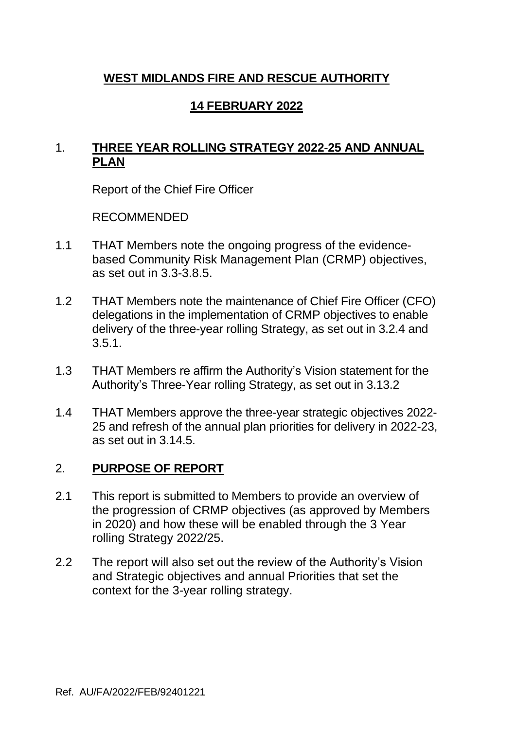# WEST MIDLANDS FIRE AND RESCUE AUTHORITY

## 14 FEBRUARY 2022

## 1. THREE YEAR ROLLING STRATEGY 2022-25 AND ANNUAL PLAN

Report of the Chief Fire Officer

RECOMMENDED

1.1 THAT Members note the ongoing progress of the evidence-based Community Risk Management Plan (CRMP) objectives, as set out in 3.3-3.8.5.

1.2 THAT Members note the maintenance of Chief Fire Officer (CFO) delegations in the implementation of CRMP objectives to enable delivery of the three-year rolling Strategy, as set out in 3.2.4 and 3.5.1.

1.3 THAT Members re affirm the Authority's Vision statement for the Authority's Three-Year rolling Strategy, as set out in 3.13.2

1.4 THAT Members approve the three-year strategic objectives 2022-25 and refresh of the annual plan priorities for delivery in 2022-23, as set out in 3.14.5.

## 2. PURPOSE OF REPORT

2.1 This report is submitted to Members to provide an overview of the progression of CRMP objectives (as approved by Members in 2020) and how these will be enabled through the 3 Year rolling Strategy 2022/25.

2.2 The report will also set out the review of the Authority's Vision and Strategic objectives and annual Priorities that set the context for the 3-year rolling strategy.

Ref. AU/FA/2022/FEB/92401221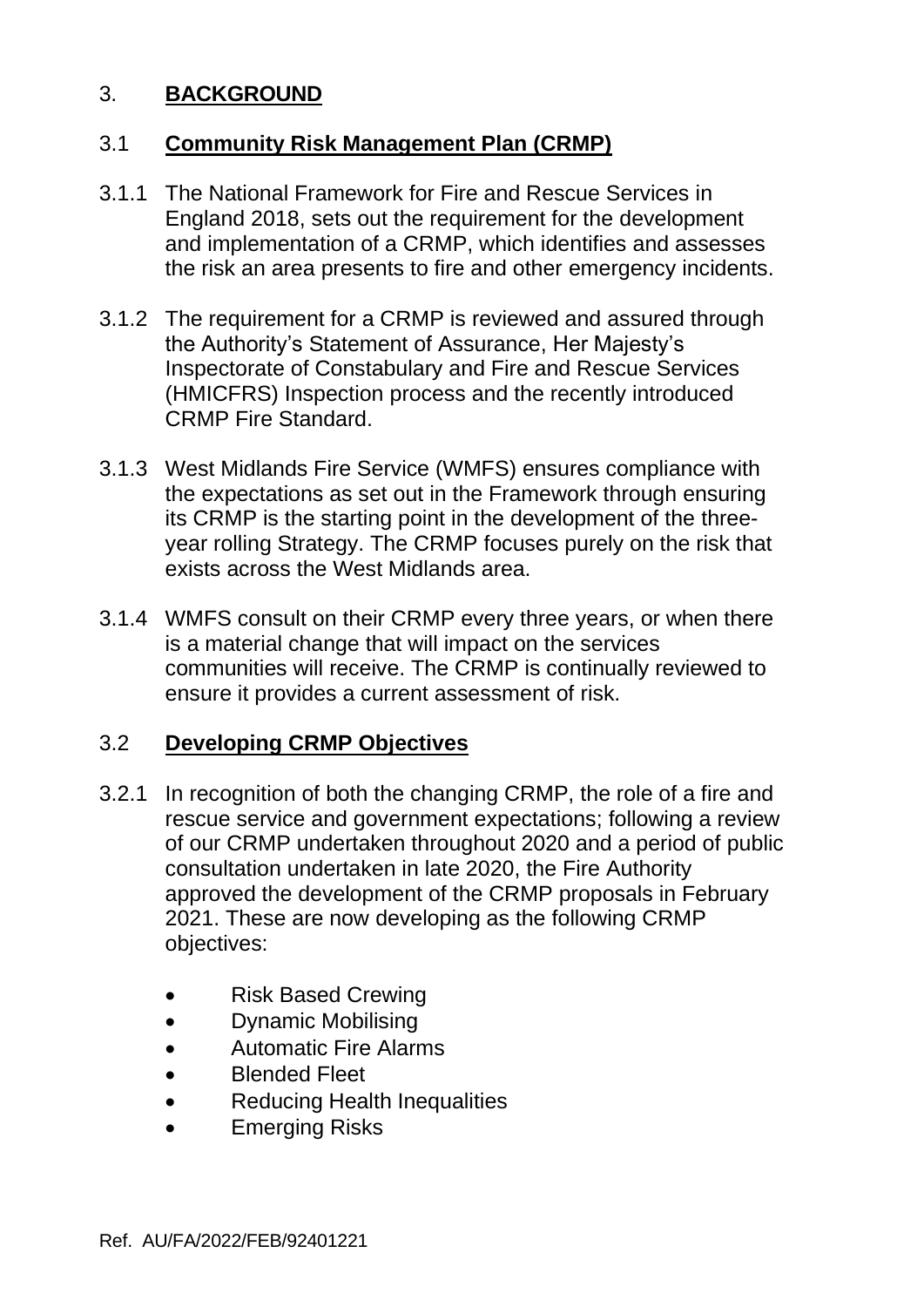## 3. **BACKGROUND**

### 3.1 **Community Risk Management Plan (CRMP)**

3.1.1 The National Framework for Fire and Rescue Services in England 2018, sets out the requirement for the development and implementation of a CRMP, which identifies and assesses the risk an area presents to fire and other emergency incidents.

3.1.2 The requirement for a CRMP is reviewed and assured through the Authority's Statement of Assurance, Her Majesty's Inspectorate of Constabulary and Fire and Rescue Services (HMICFRS) Inspection process and the recently introduced CRMP Fire Standard.

3.1.3 West Midlands Fire Service (WMFS) ensures compliance with the expectations as set out in the Framework through ensuring its CRMP is the starting point in the development of the three-year rolling Strategy. The CRMP focuses purely on the risk that exists across the West Midlands area.

3.1.4 WMFS consult on their CRMP every three years, or when there is a material change that will impact on the services communities will receive. The CRMP is continually reviewed to ensure it provides a current assessment of risk.

### 3.2 **Developing CRMP Objectives**

3.2.1 In recognition of both the changing CRMP, the role of a fire and rescue service and government expectations; following a review of our CRMP undertaken throughout 2020 and a period of public consultation undertaken in late 2020, the Fire Authority approved the development of the CRMP proposals in February 2021. These are now developing as the following CRMP objectives:

- Risk Based Crewing
- Dynamic Mobilising
- Automatic Fire Alarms
- Blended Fleet
- Reducing Health Inequalities
- Emerging Risks

Ref. AU/FA/2022/FEB/92401221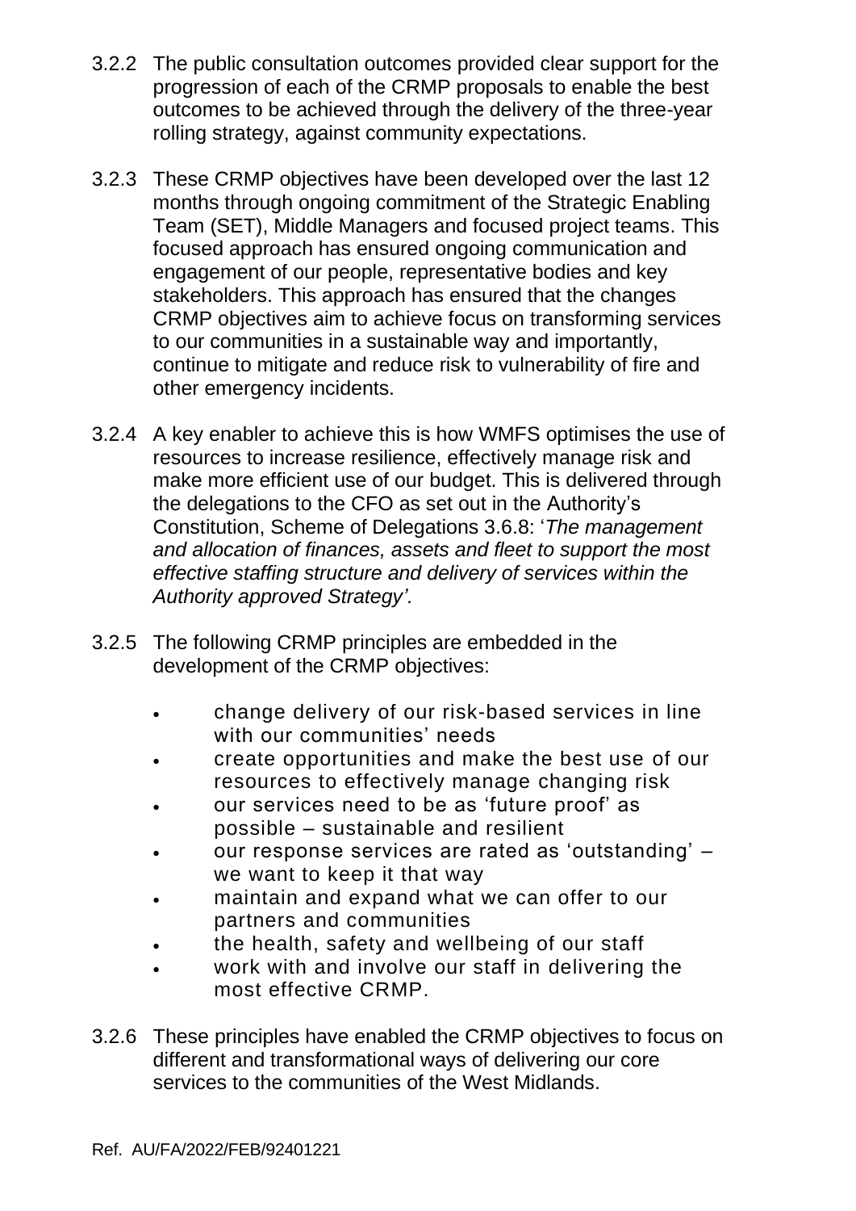3.2.2 The public consultation outcomes provided clear support for the progression of each of the CRMP proposals to enable the best outcomes to be achieved through the delivery of the three-year rolling strategy, against community expectations.

3.2.3 These CRMP objectives have been developed over the last 12 months through ongoing commitment of the Strategic Enabling Team (SET), Middle Managers and focused project teams. This focused approach has ensured ongoing communication and engagement of our people, representative bodies and key stakeholders. This approach has ensured that the changes CRMP objectives aim to achieve focus on transforming services to our communities in a sustainable way and importantly, continue to mitigate and reduce risk to vulnerability of fire and other emergency incidents.

3.2.4 A key enabler to achieve this is how WMFS optimises the use of resources to increase resilience, effectively manage risk and make more efficient use of our budget. This is delivered through the delegations to the CFO as set out in the Authority's Constitution, Scheme of Delegations 3.6.8: '*The management and allocation of finances, assets and fleet to support the most effective staffing structure and delivery of services within the Authority approved Strategy'.*

3.2.5 The following CRMP principles are embedded in the development of the CRMP objectives:

- change delivery of our risk-based services in line with our communities' needs
- create opportunities and make the best use of our resources to effectively manage changing risk
- our services need to be as 'future proof' as possible – sustainable and resilient
- our response services are rated as 'outstanding' – we want to keep it that way
- maintain and expand what we can offer to our partners and communities
- the health, safety and wellbeing of our staff
- work with and involve our staff in delivering the most effective CRMP.

3.2.6 These principles have enabled the CRMP objectives to focus on different and transformational ways of delivering our core services to the communities of the West Midlands.

Ref. AU/FA/2022/FEB/92401221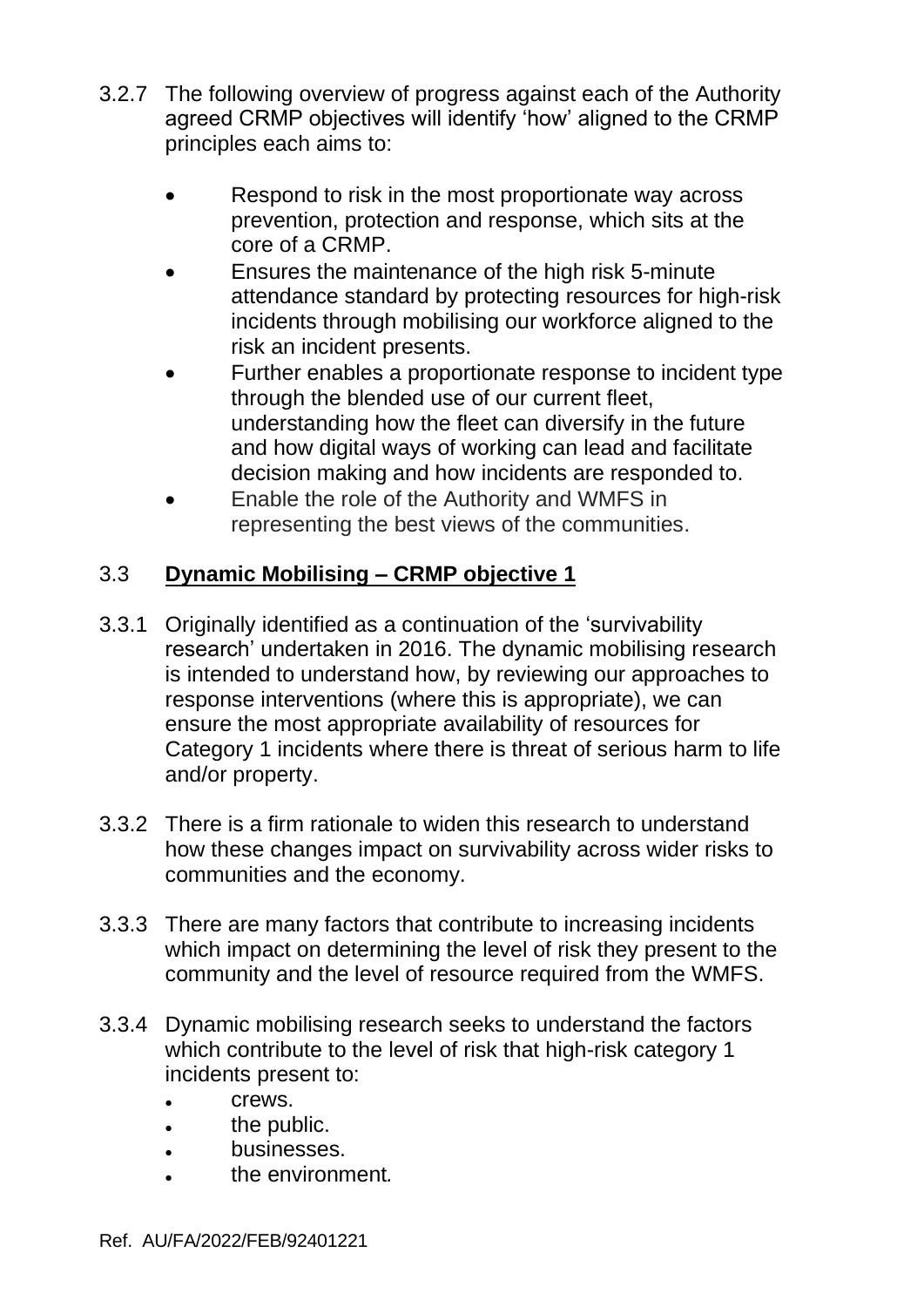3.2.7 The following overview of progress against each of the Authority agreed CRMP objectives will identify 'how' aligned to the CRMP principles each aims to:

- Respond to risk in the most proportionate way across prevention, protection and response, which sits at the core of a CRMP.
- Ensures the maintenance of the high risk 5-minute attendance standard by protecting resources for high-risk incidents through mobilising our workforce aligned to the risk an incident presents.
- Further enables a proportionate response to incident type through the blended use of our current fleet, understanding how the fleet can diversify in the future and how digital ways of working can lead and facilitate decision making and how incidents are responded to.
- Enable the role of the Authority and WMFS in representing the best views of the communities.

## 3.3 **Dynamic Mobilising – CRMP objective 1**

3.3.1 Originally identified as a continuation of the 'survivability research' undertaken in 2016. The dynamic mobilising research is intended to understand how, by reviewing our approaches to response interventions (where this is appropriate), we can ensure the most appropriate availability of resources for Category 1 incidents where there is threat of serious harm to life and/or property.

3.3.2 There is a firm rationale to widen this research to understand how these changes impact on survivability across wider risks to communities and the economy.

3.3.3 There are many factors that contribute to increasing incidents which impact on determining the level of risk they present to the community and the level of resource required from the WMFS.

3.3.4 Dynamic mobilising research seeks to understand the factors which contribute to the level of risk that high-risk category 1 incidents present to:

- crews.
- the public.
- businesses.
- the environment.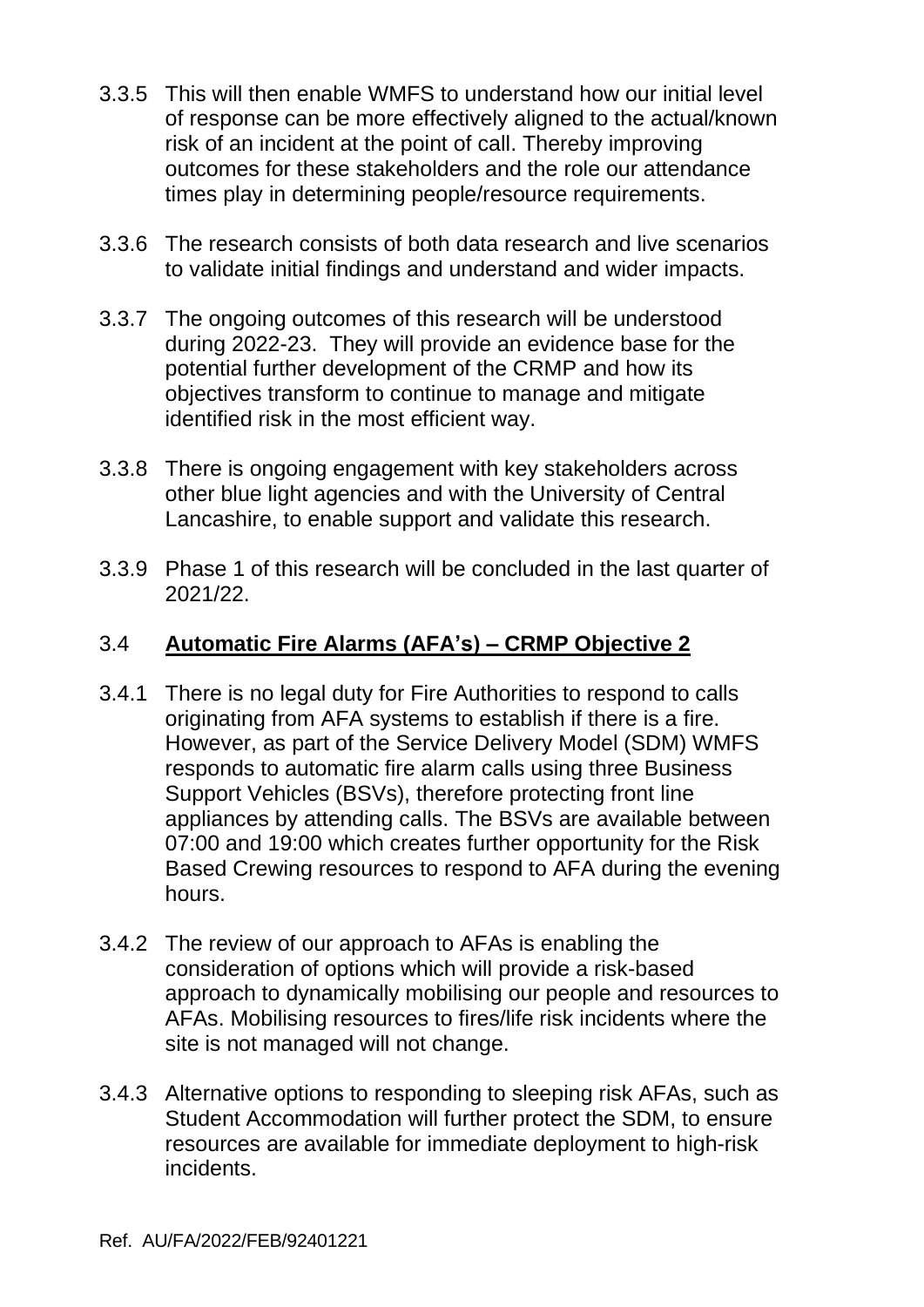3.3.5 This will then enable WMFS to understand how our initial level of response can be more effectively aligned to the actual/known risk of an incident at the point of call. Thereby improving outcomes for these stakeholders and the role our attendance times play in determining people/resource requirements.

3.3.6 The research consists of both data research and live scenarios to validate initial findings and understand and wider impacts.

3.3.7 The ongoing outcomes of this research will be understood during 2022-23. They will provide an evidence base for the potential further development of the CRMP and how its objectives transform to continue to manage and mitigate identified risk in the most efficient way.

3.3.8 There is ongoing engagement with key stakeholders across other blue light agencies and with the University of Central Lancashire, to enable support and validate this research.

3.3.9 Phase 1 of this research will be concluded in the last quarter of 2021/22.

## 3.4 **Automatic Fire Alarms (AFA's) – CRMP Objective 2**

3.4.1 There is no legal duty for Fire Authorities to respond to calls originating from AFA systems to establish if there is a fire. However, as part of the Service Delivery Model (SDM) WMFS responds to automatic fire alarm calls using three Business Support Vehicles (BSVs), therefore protecting front line appliances by attending calls. The BSVs are available between 07:00 and 19:00 which creates further opportunity for the Risk Based Crewing resources to respond to AFA during the evening hours.

3.4.2 The review of our approach to AFAs is enabling the consideration of options which will provide a risk-based approach to dynamically mobilising our people and resources to AFAs. Mobilising resources to fires/life risk incidents where the site is not managed will not change.

3.4.3 Alternative options to responding to sleeping risk AFAs, such as Student Accommodation will further protect the SDM, to ensure resources are available for immediate deployment to high-risk incidents.

Ref. AU/FA/2022/FEB/92401221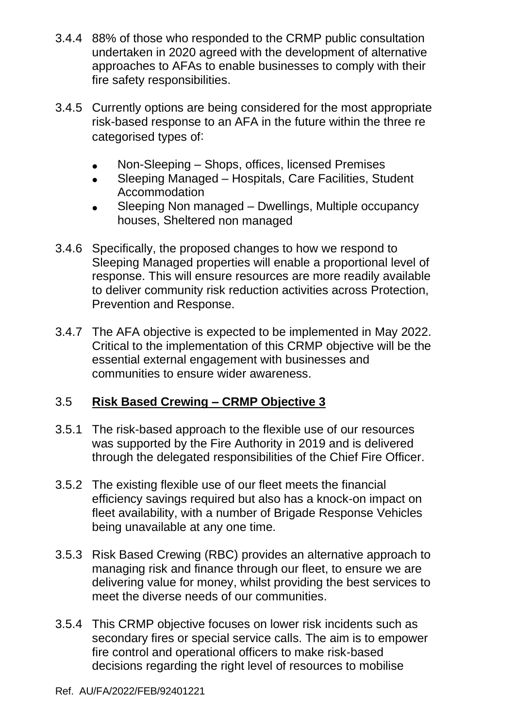3.4.4 88% of those who responded to the CRMP public consultation undertaken in 2020 agreed with the development of alternative approaches to AFAs to enable businesses to comply with their fire safety responsibilities.

3.4.5 Currently options are being considered for the most appropriate risk-based response to an AFA in the future within the three re categorised types of:

- Non-Sleeping – Shops, offices, licensed Premises
- Sleeping Managed – Hospitals, Care Facilities, Student Accommodation
- Sleeping Non managed – Dwellings, Multiple occupancy houses, Sheltered non managed

3.4.6 Specifically, the proposed changes to how we respond to Sleeping Managed properties will enable a proportional level of response. This will ensure resources are more readily available to deliver community risk reduction activities across Protection, Prevention and Response.

3.4.7 The AFA objective is expected to be implemented in May 2022. Critical to the implementation of this CRMP objective will be the essential external engagement with businesses and communities to ensure wider awareness.

## 3.5 **Risk Based Crewing – CRMP Objective 3**

3.5.1 The risk-based approach to the flexible use of our resources was supported by the Fire Authority in 2019 and is delivered through the delegated responsibilities of the Chief Fire Officer.

3.5.2 The existing flexible use of our fleet meets the financial efficiency savings required but also has a knock-on impact on fleet availability, with a number of Brigade Response Vehicles being unavailable at any one time.

3.5.3 Risk Based Crewing (RBC) provides an alternative approach to managing risk and finance through our fleet, to ensure we are delivering value for money, whilst providing the best services to meet the diverse needs of our communities.

3.5.4 This CRMP objective focuses on lower risk incidents such as secondary fires or special service calls. The aim is to empower fire control and operational officers to make risk-based decisions regarding the right level of resources to mobilise

Ref. AU/FA/2022/FEB/92401221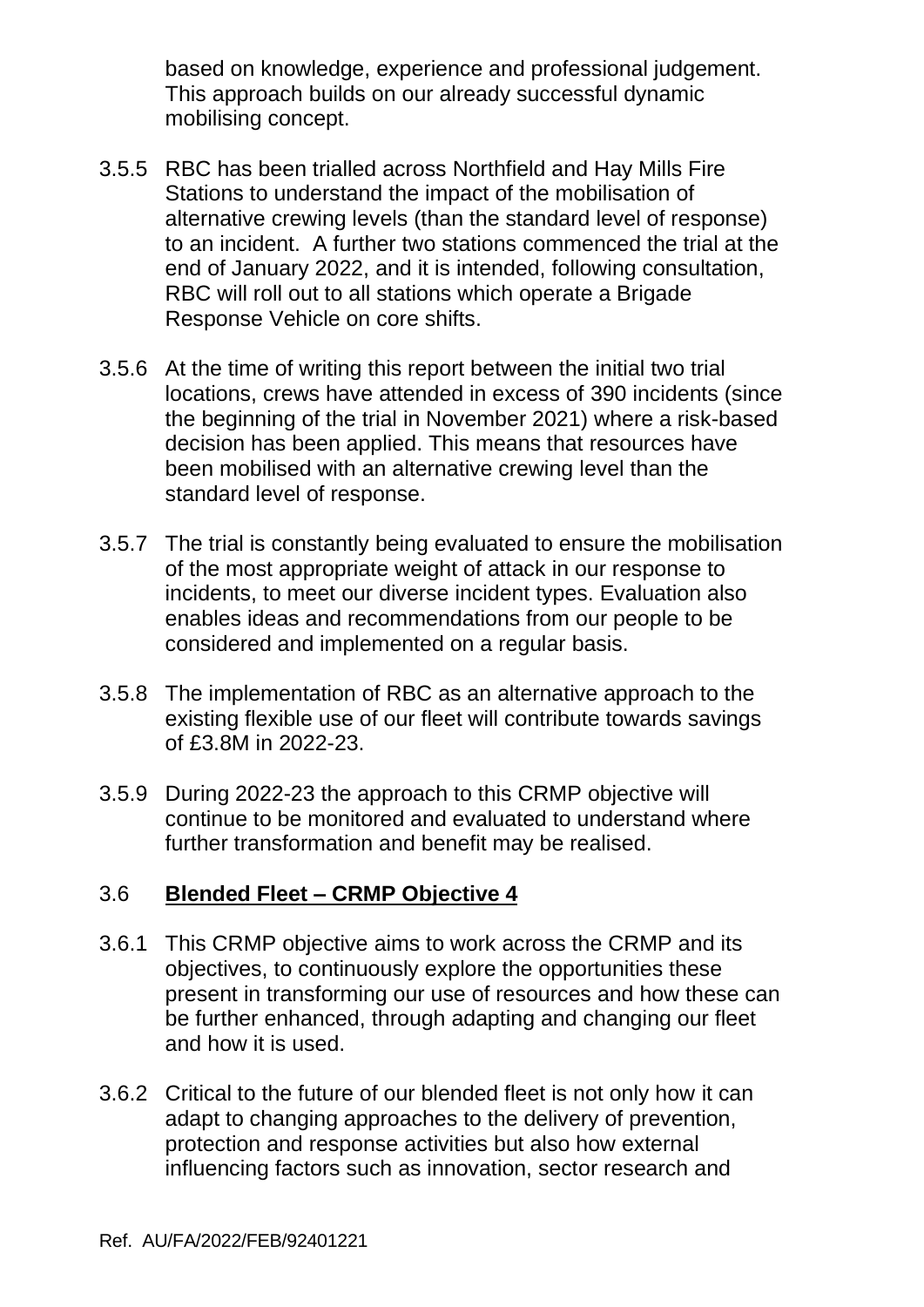based on knowledge, experience and professional judgement. This approach builds on our already successful dynamic mobilising concept.

3.5.5 RBC has been trialled across Northfield and Hay Mills Fire Stations to understand the impact of the mobilisation of alternative crewing levels (than the standard level of response) to an incident. A further two stations commenced the trial at the end of January 2022, and it is intended, following consultation, RBC will roll out to all stations which operate a Brigade Response Vehicle on core shifts.

3.5.6 At the time of writing this report between the initial two trial locations, crews have attended in excess of 390 incidents (since the beginning of the trial in November 2021) where a risk-based decision has been applied. This means that resources have been mobilised with an alternative crewing level than the standard level of response.

3.5.7 The trial is constantly being evaluated to ensure the mobilisation of the most appropriate weight of attack in our response to incidents, to meet our diverse incident types. Evaluation also enables ideas and recommendations from our people to be considered and implemented on a regular basis.

3.5.8 The implementation of RBC as an alternative approach to the existing flexible use of our fleet will contribute towards savings of £3.8M in 2022-23.

3.5.9 During 2022-23 the approach to this CRMP objective will continue to be monitored and evaluated to understand where further transformation and benefit may be realised.

## 3.6 **Blended Fleet – CRMP Objective 4**

3.6.1 This CRMP objective aims to work across the CRMP and its objectives, to continuously explore the opportunities these present in transforming our use of resources and how these can be further enhanced, through adapting and changing our fleet and how it is used.

3.6.2 Critical to the future of our blended fleet is not only how it can adapt to changing approaches to the delivery of prevention, protection and response activities but also how external influencing factors such as innovation, sector research and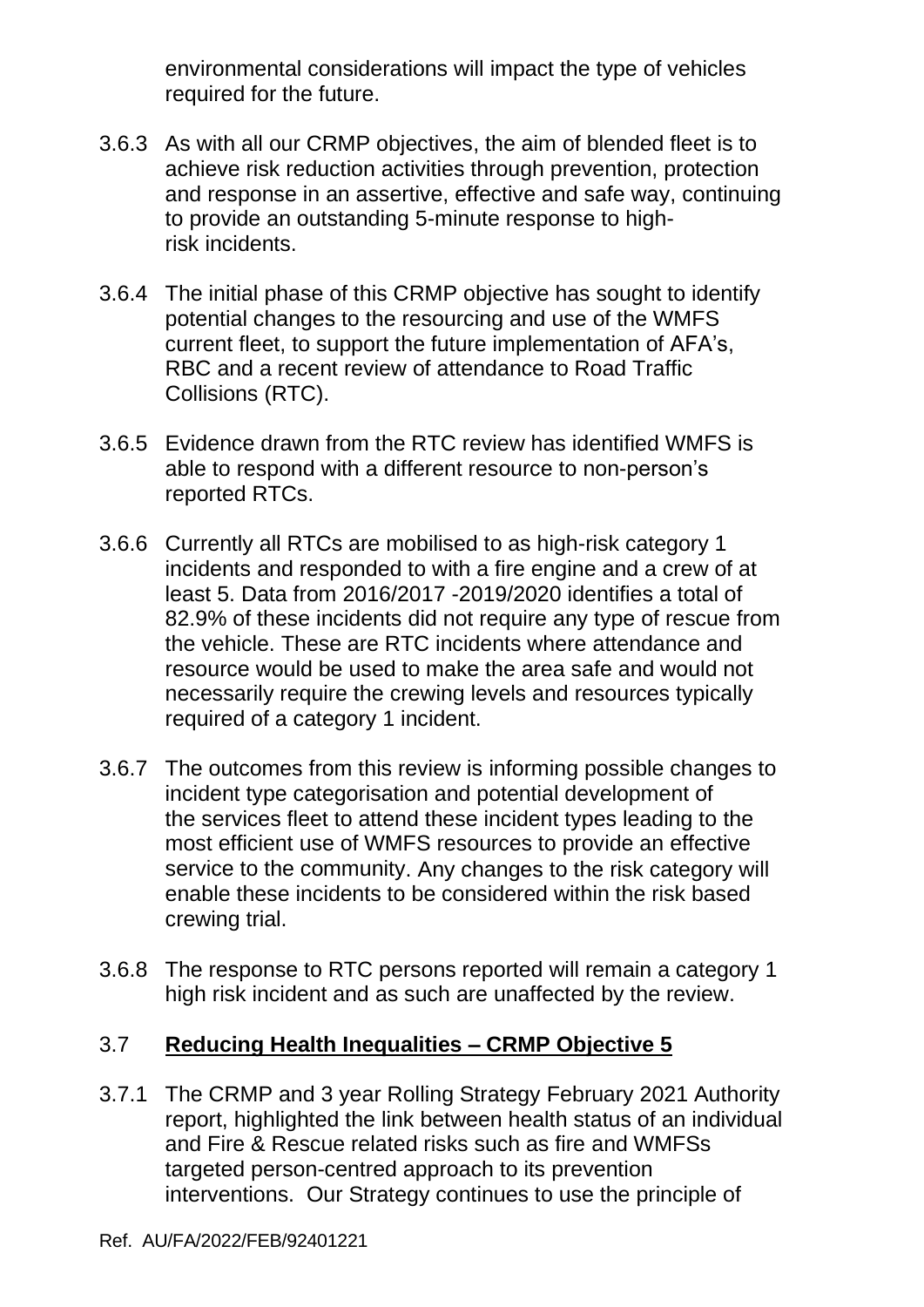environmental considerations will impact the type of vehicles required for the future.

3.6.3 As with all our CRMP objectives, the aim of blended fleet is to achieve risk reduction activities through prevention, protection and response in an assertive, effective and safe way, continuing to provide an outstanding 5-minute response to high-risk incidents.

3.6.4 The initial phase of this CRMP objective has sought to identify potential changes to the resourcing and use of the WMFS current fleet, to support the future implementation of AFA's, RBC and a recent review of attendance to Road Traffic Collisions (RTC).

3.6.5 Evidence drawn from the RTC review has identified WMFS is able to respond with a different resource to non-person's reported RTCs.

3.6.6 Currently all RTCs are mobilised to as high-risk category 1 incidents and responded to with a fire engine and a crew of at least 5. Data from 2016/2017 -2019/2020 identifies a total of 82.9% of these incidents did not require any type of rescue from the vehicle. These are RTC incidents where attendance and resource would be used to make the area safe and would not necessarily require the crewing levels and resources typically required of a category 1 incident.

3.6.7 The outcomes from this review is informing possible changes to incident type categorisation and potential development of the services fleet to attend these incident types leading to the most efficient use of WMFS resources to provide an effective service to the community. Any changes to the risk category will enable these incidents to be considered within the risk based crewing trial.

3.6.8 The response to RTC persons reported will remain a category 1 high risk incident and as such are unaffected by the review.

## 3.7 Reducing Health Inequalities – CRMP Objective 5

3.7.1 The CRMP and 3 year Rolling Strategy February 2021 Authority report, highlighted the link between health status of an individual and Fire & Rescue related risks such as fire and WMFSs targeted person-centred approach to its prevention interventions. Our Strategy continues to use the principle of

Ref. AU/FA/2022/FEB/92401221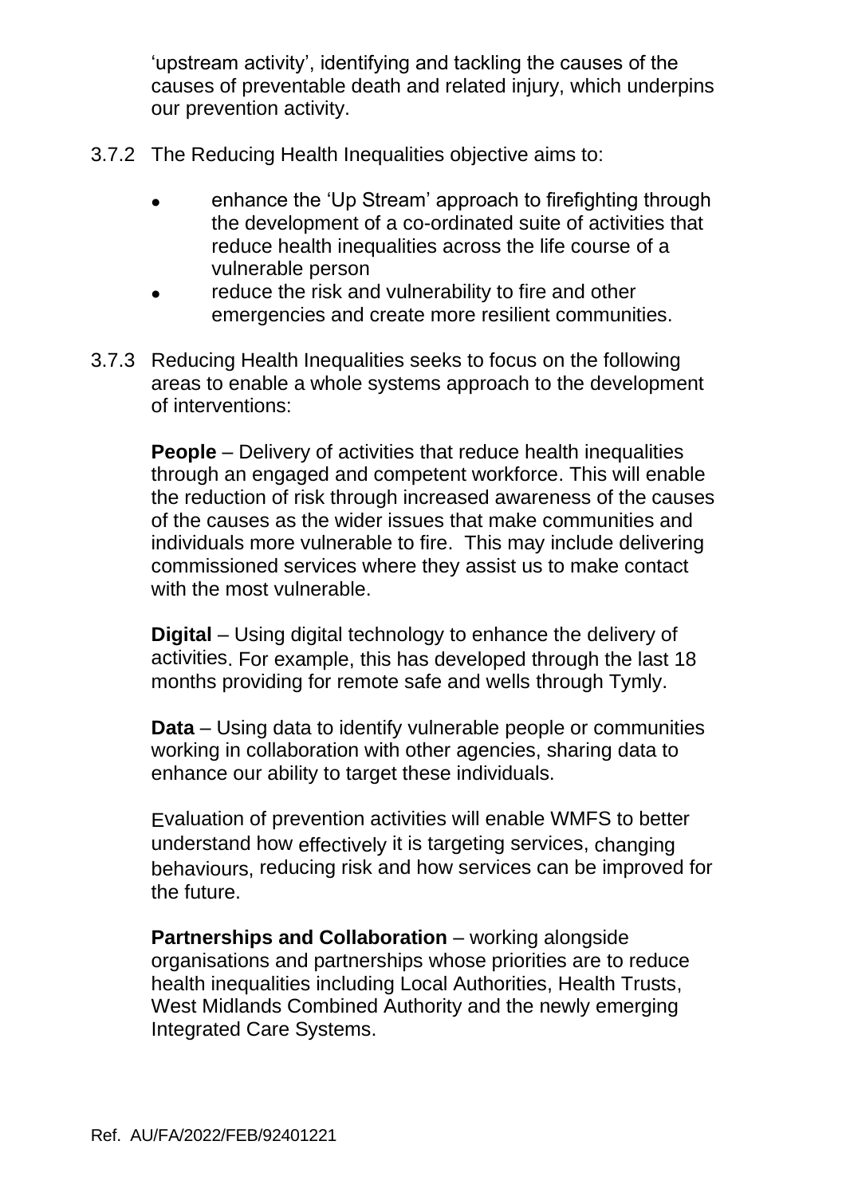'upstream activity', identifying and tackling the causes of the causes of preventable death and related injury, which underpins our prevention activity.

3.7.2 The Reducing Health Inequalities objective aims to:

- enhance the 'Up Stream' approach to firefighting through the development of a co-ordinated suite of activities that reduce health inequalities across the life course of a vulnerable person
- reduce the risk and vulnerability to fire and other emergencies and create more resilient communities.

3.7.3 Reducing Health Inequalities seeks to focus on the following areas to enable a whole systems approach to the development of interventions:

**People** – Delivery of activities that reduce health inequalities through an engaged and competent workforce. This will enable the reduction of risk through increased awareness of the causes of the causes as the wider issues that make communities and individuals more vulnerable to fire. This may include delivering commissioned services where they assist us to make contact with the most vulnerable.

**Digital** – Using digital technology to enhance the delivery of activities. For example, this has developed through the last 18 months providing for remote safe and wells through Tymly.

**Data** – Using data to identify vulnerable people or communities working in collaboration with other agencies, sharing data to enhance our ability to target these individuals.

Evaluation of prevention activities will enable WMFS to better understand how effectively it is targeting services, changing behaviours, reducing risk and how services can be improved for the future.

**Partnerships and Collaboration** – working alongside organisations and partnerships whose priorities are to reduce health inequalities including Local Authorities, Health Trusts, West Midlands Combined Authority and the newly emerging Integrated Care Systems.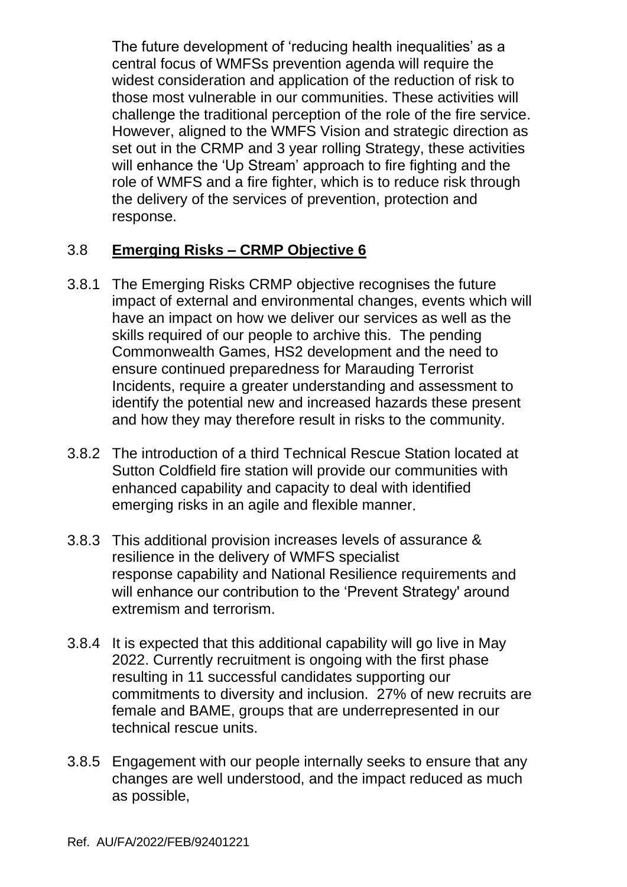The future development of 'reducing health inequalities' as a central focus of WMFSs prevention agenda will require the widest consideration and application of the reduction of risk to those most vulnerable in our communities. These activities will challenge the traditional perception of the role of the fire service. However, aligned to the WMFS Vision and strategic direction as set out in the CRMP and 3 year rolling Strategy, these activities will enhance the 'Up Stream' approach to fire fighting and the role of WMFS and a fire fighter, which is to reduce risk through the delivery of the services of prevention, protection and response.

## 3.8 **Emerging Risks – CRMP Objective 6**

3.8.1 The Emerging Risks CRMP objective recognises the future impact of external and environmental changes, events which will have an impact on how we deliver our services as well as the skills required of our people to archive this. The pending Commonwealth Games, HS2 development and the need to ensure continued preparedness for Marauding Terrorist Incidents, require a greater understanding and assessment to identify the potential new and increased hazards these present and how they may therefore result in risks to the community.

3.8.2 The introduction of a third Technical Rescue Station located at Sutton Coldfield fire station will provide our communities with enhanced capability and capacity to deal with identified emerging risks in an agile and flexible manner.

3.8.3 This additional provision increases levels of assurance & resilience in the delivery of WMFS specialist response capability and National Resilience requirements and will enhance our contribution to the 'Prevent Strategy' around extremism and terrorism.

3.8.4 It is expected that this additional capability will go live in May 2022. Currently recruitment is ongoing with the first phase resulting in 11 successful candidates supporting our commitments to diversity and inclusion. 27% of new recruits are female and BAME, groups that are underrepresented in our technical rescue units.

3.8.5 Engagement with our people internally seeks to ensure that any changes are well understood, and the impact reduced as much as possible,

Ref. AU/FA/2022/FEB/92401221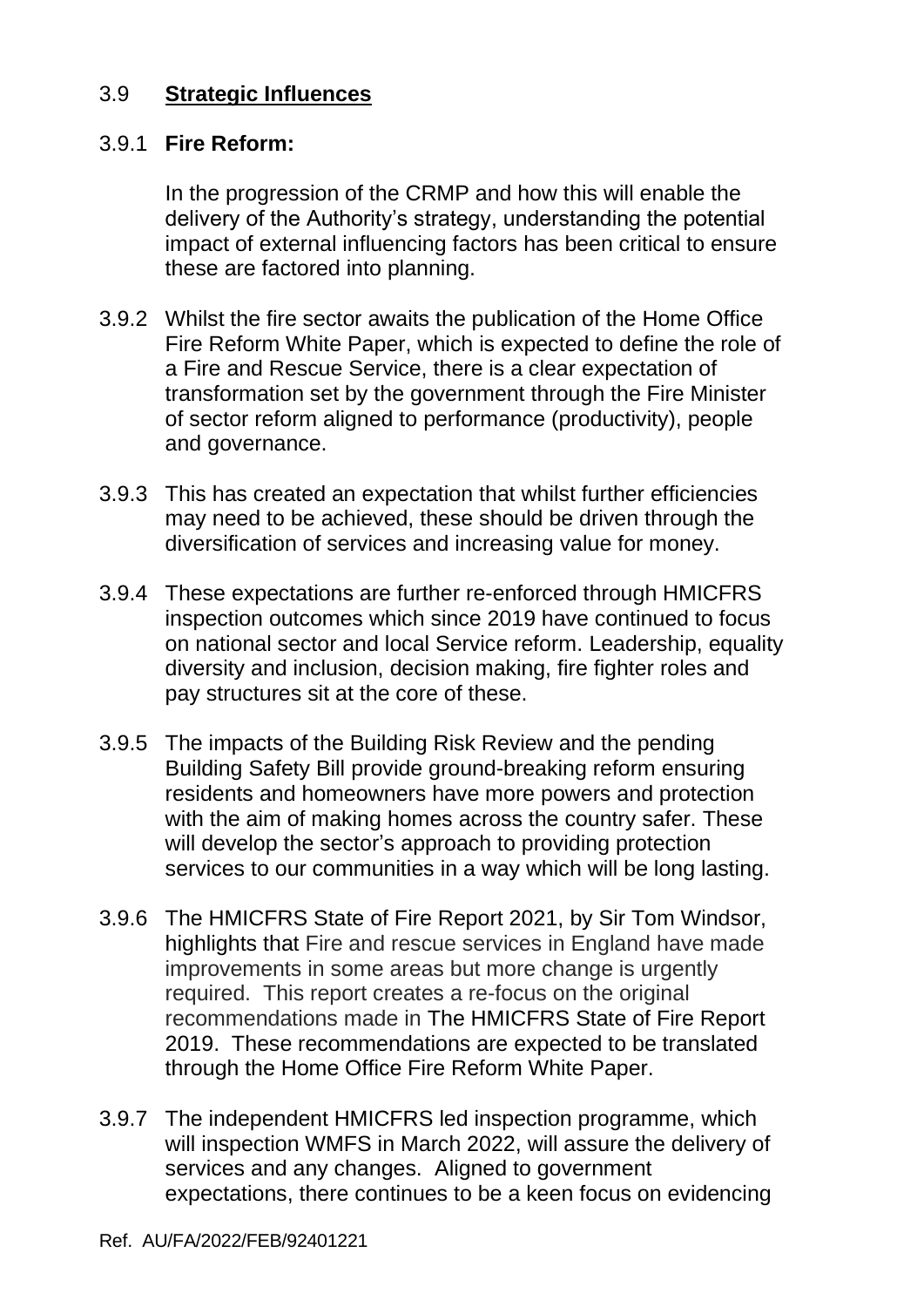## 3.9 **Strategic Influences**

### 3.9.1 **Fire Reform:**

In the progression of the CRMP and how this will enable the delivery of the Authority's strategy, understanding the potential impact of external influencing factors has been critical to ensure these are factored into planning.

3.9.2 Whilst the fire sector awaits the publication of the Home Office Fire Reform White Paper, which is expected to define the role of a Fire and Rescue Service, there is a clear expectation of transformation set by the government through the Fire Minister of sector reform aligned to performance (productivity), people and governance.

3.9.3 This has created an expectation that whilst further efficiencies may need to be achieved, these should be driven through the diversification of services and increasing value for money.

3.9.4 These expectations are further re-enforced through HMICFRS inspection outcomes which since 2019 have continued to focus on national sector and local Service reform. Leadership, equality diversity and inclusion, decision making, fire fighter roles and pay structures sit at the core of these.

3.9.5 The impacts of the Building Risk Review and the pending Building Safety Bill provide ground-breaking reform ensuring residents and homeowners have more powers and protection with the aim of making homes across the country safer. These will develop the sector's approach to providing protection services to our communities in a way which will be long lasting.

3.9.6 The HMICFRS State of Fire Report 2021, by Sir Tom Windsor, highlights that Fire and rescue services in England have made improvements in some areas but more change is urgently required. This report creates a re-focus on the original recommendations made in The HMICFRS State of Fire Report 2019. These recommendations are expected to be translated through the Home Office Fire Reform White Paper.

3.9.7 The independent HMICFRS led inspection programme, which will inspection WMFS in March 2022, will assure the delivery of services and any changes. Aligned to government expectations, there continues to be a keen focus on evidencing

Ref. AU/FA/2022/FEB/92401221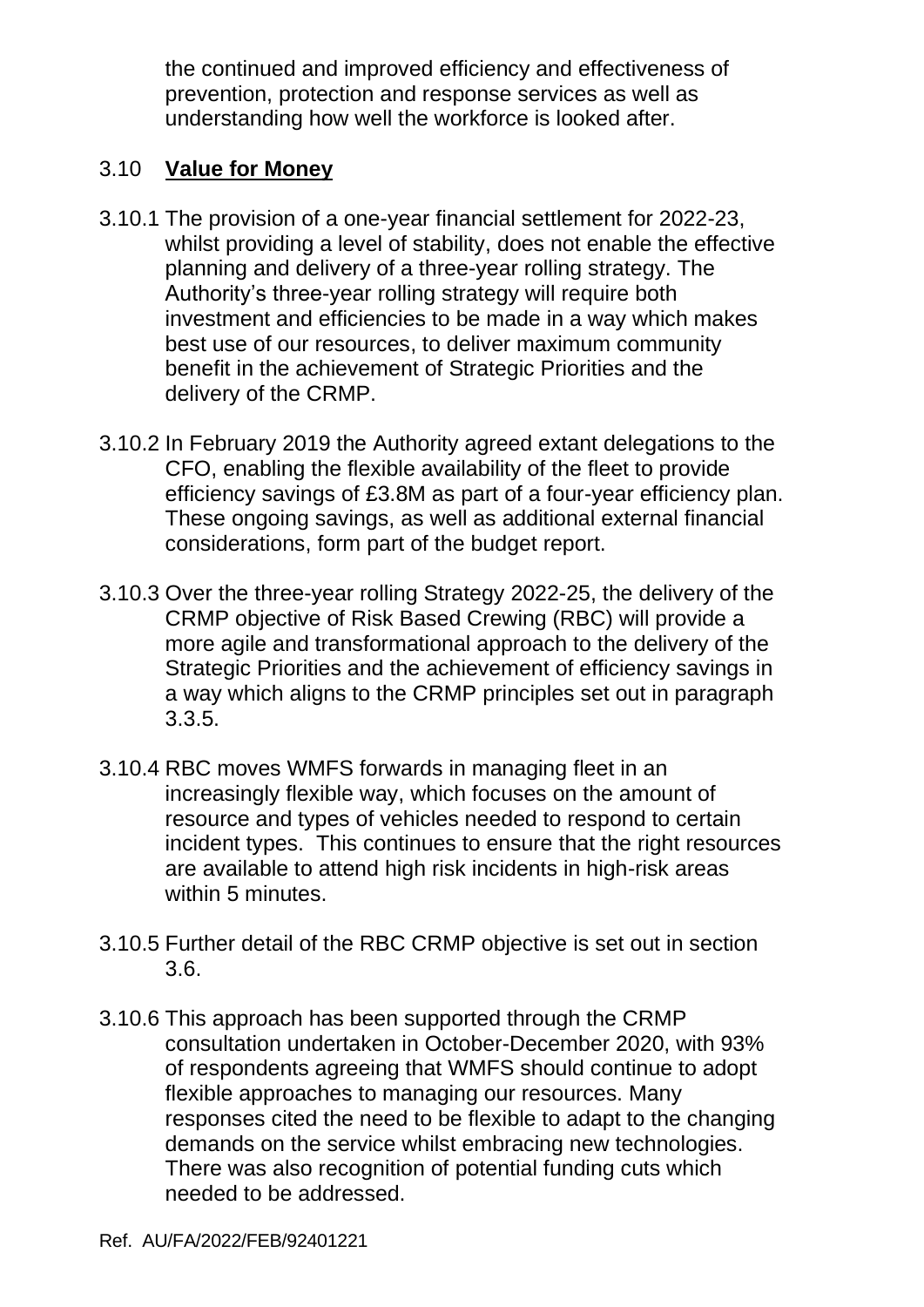the continued and improved efficiency and effectiveness of prevention, protection and response services as well as understanding how well the workforce is looked after.

## 3.10 **Value for Money**

3.10.1 The provision of a one-year financial settlement for 2022-23, whilst providing a level of stability, does not enable the effective planning and delivery of a three-year rolling strategy. The Authority's three-year rolling strategy will require both investment and efficiencies to be made in a way which makes best use of our resources, to deliver maximum community benefit in the achievement of Strategic Priorities and the delivery of the CRMP.

3.10.2 In February 2019 the Authority agreed extant delegations to the CFO, enabling the flexible availability of the fleet to provide efficiency savings of £3.8M as part of a four-year efficiency plan. These ongoing savings, as well as additional external financial considerations, form part of the budget report.

3.10.3 Over the three-year rolling Strategy 2022-25, the delivery of the CRMP objective of Risk Based Crewing (RBC) will provide a more agile and transformational approach to the delivery of the Strategic Priorities and the achievement of efficiency savings in a way which aligns to the CRMP principles set out in paragraph 3.3.5.

3.10.4 RBC moves WMFS forwards in managing fleet in an increasingly flexible way, which focuses on the amount of resource and types of vehicles needed to respond to certain incident types. This continues to ensure that the right resources are available to attend high risk incidents in high-risk areas within 5 minutes.

3.10.5 Further detail of the RBC CRMP objective is set out in section 3.6.

3.10.6 This approach has been supported through the CRMP consultation undertaken in October-December 2020, with 93% of respondents agreeing that WMFS should continue to adopt flexible approaches to managing our resources. Many responses cited the need to be flexible to adapt to the changing demands on the service whilst embracing new technologies. There was also recognition of potential funding cuts which needed to be addressed.

Ref. AU/FA/2022/FEB/92401221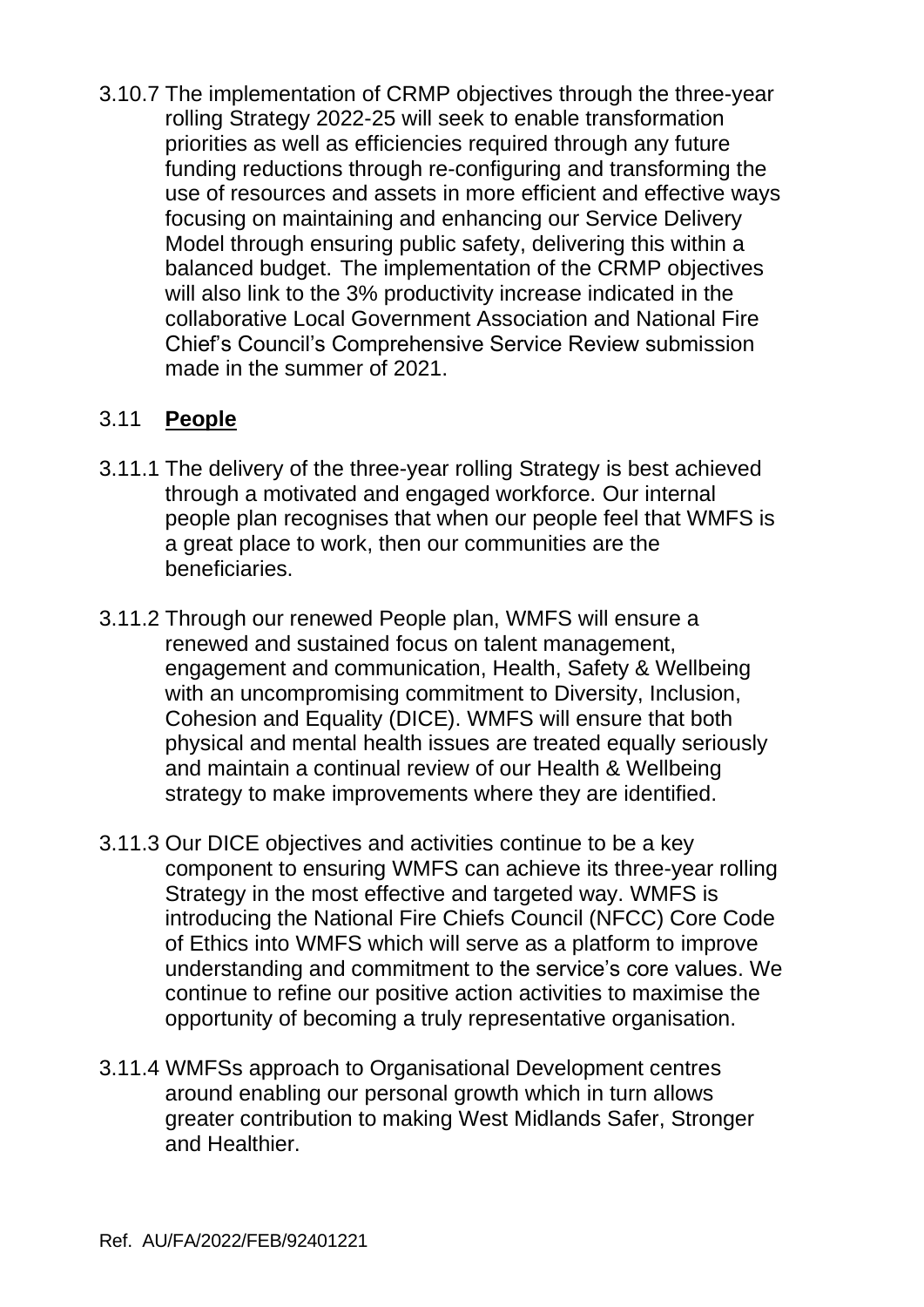3.10.7 The implementation of CRMP objectives through the three-year rolling Strategy 2022-25 will seek to enable transformation priorities as well as efficiencies required through any future funding reductions through re-configuring and transforming the use of resources and assets in more efficient and effective ways focusing on maintaining and enhancing our Service Delivery Model through ensuring public safety, delivering this within a balanced budget. The implementation of the CRMP objectives will also link to the 3% productivity increase indicated in the collaborative Local Government Association and National Fire Chief's Council's Comprehensive Service Review submission made in the summer of 2021.

## 3.11 **People**

3.11.1 The delivery of the three-year rolling Strategy is best achieved through a motivated and engaged workforce. Our internal people plan recognises that when our people feel that WMFS is a great place to work, then our communities are the beneficiaries.

3.11.2 Through our renewed People plan, WMFS will ensure a renewed and sustained focus on talent management, engagement and communication, Health, Safety & Wellbeing with an uncompromising commitment to Diversity, Inclusion, Cohesion and Equality (DICE). WMFS will ensure that both physical and mental health issues are treated equally seriously and maintain a continual review of our Health & Wellbeing strategy to make improvements where they are identified.

3.11.3 Our DICE objectives and activities continue to be a key component to ensuring WMFS can achieve its three-year rolling Strategy in the most effective and targeted way. WMFS is introducing the National Fire Chiefs Council (NFCC) Core Code of Ethics into WMFS which will serve as a platform to improve understanding and commitment to the service's core values. We continue to refine our positive action activities to maximise the opportunity of becoming a truly representative organisation.

3.11.4 WMFSs approach to Organisational Development centres around enabling our personal growth which in turn allows greater contribution to making West Midlands Safer, Stronger and Healthier.

Ref. AU/FA/2022/FEB/92401221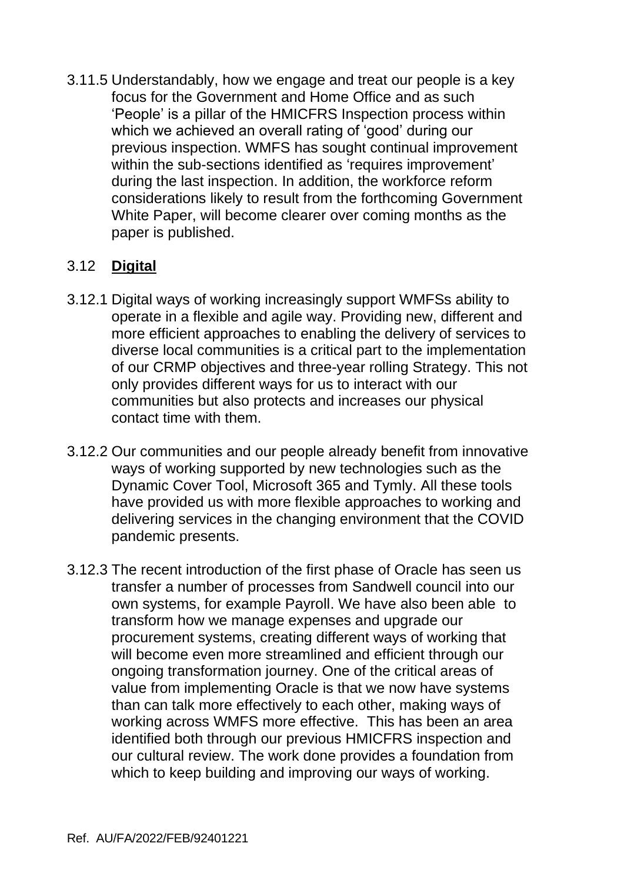3.11.5 Understandably, how we engage and treat our people is a key focus for the Government and Home Office and as such 'People' is a pillar of the HMICFRS Inspection process within which we achieved an overall rating of 'good' during our previous inspection. WMFS has sought continual improvement within the sub-sections identified as 'requires improvement' during the last inspection. In addition, the workforce reform considerations likely to result from the forthcoming Government White Paper, will become clearer over coming months as the paper is published.

## 3.12 **Digital**

3.12.1 Digital ways of working increasingly support WMFSs ability to operate in a flexible and agile way. Providing new, different and more efficient approaches to enabling the delivery of services to diverse local communities is a critical part to the implementation of our CRMP objectives and three-year rolling Strategy. This not only provides different ways for us to interact with our communities but also protects and increases our physical contact time with them.

3.12.2 Our communities and our people already benefit from innovative ways of working supported by new technologies such as the Dynamic Cover Tool, Microsoft 365 and Tymly. All these tools have provided us with more flexible approaches to working and delivering services in the changing environment that the COVID pandemic presents.

3.12.3 The recent introduction of the first phase of Oracle has seen us transfer a number of processes from Sandwell council into our own systems, for example Payroll. We have also been able to transform how we manage expenses and upgrade our procurement systems, creating different ways of working that will become even more streamlined and efficient through our ongoing transformation journey. One of the critical areas of value from implementing Oracle is that we now have systems than can talk more effectively to each other, making ways of working across WMFS more effective. This has been an area identified both through our previous HMICFRS inspection and our cultural review. The work done provides a foundation from which to keep building and improving our ways of working.

Ref. AU/FA/2022/FEB/92401221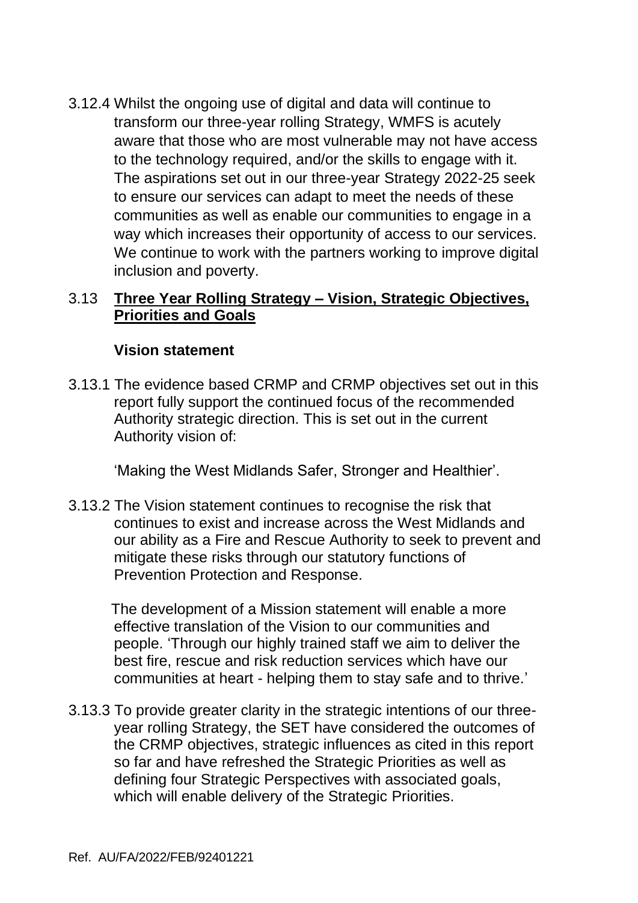3.12.4 Whilst the ongoing use of digital and data will continue to transform our three-year rolling Strategy, WMFS is acutely aware that those who are most vulnerable may not have access to the technology required, and/or the skills to engage with it. The aspirations set out in our three-year Strategy 2022-25 seek to ensure our services can adapt to meet the needs of these communities as well as enable our communities to engage in a way which increases their opportunity of access to our services. We continue to work with the partners working to improve digital inclusion and poverty.

## 3.13 **Three Year Rolling Strategy – Vision, Strategic Objectives, Priorities and Goals**

### Vision statement

3.13.1 The evidence based CRMP and CRMP objectives set out in this report fully support the continued focus of the recommended Authority strategic direction. This is set out in the current Authority vision of:

'Making the West Midlands Safer, Stronger and Healthier'.

3.13.2 The Vision statement continues to recognise the risk that continues to exist and increase across the West Midlands and our ability as a Fire and Rescue Authority to seek to prevent and mitigate these risks through our statutory functions of Prevention Protection and Response.

The development of a Mission statement will enable a more effective translation of the Vision to our communities and people. 'Through our highly trained staff we aim to deliver the best fire, rescue and risk reduction services which have our communities at heart - helping them to stay safe and to thrive.'

3.13.3 To provide greater clarity in the strategic intentions of our three-year rolling Strategy, the SET have considered the outcomes of the CRMP objectives, strategic influences as cited in this report so far and have refreshed the Strategic Priorities as well as defining four Strategic Perspectives with associated goals, which will enable delivery of the Strategic Priorities.

Ref. AU/FA/2022/FEB/92401221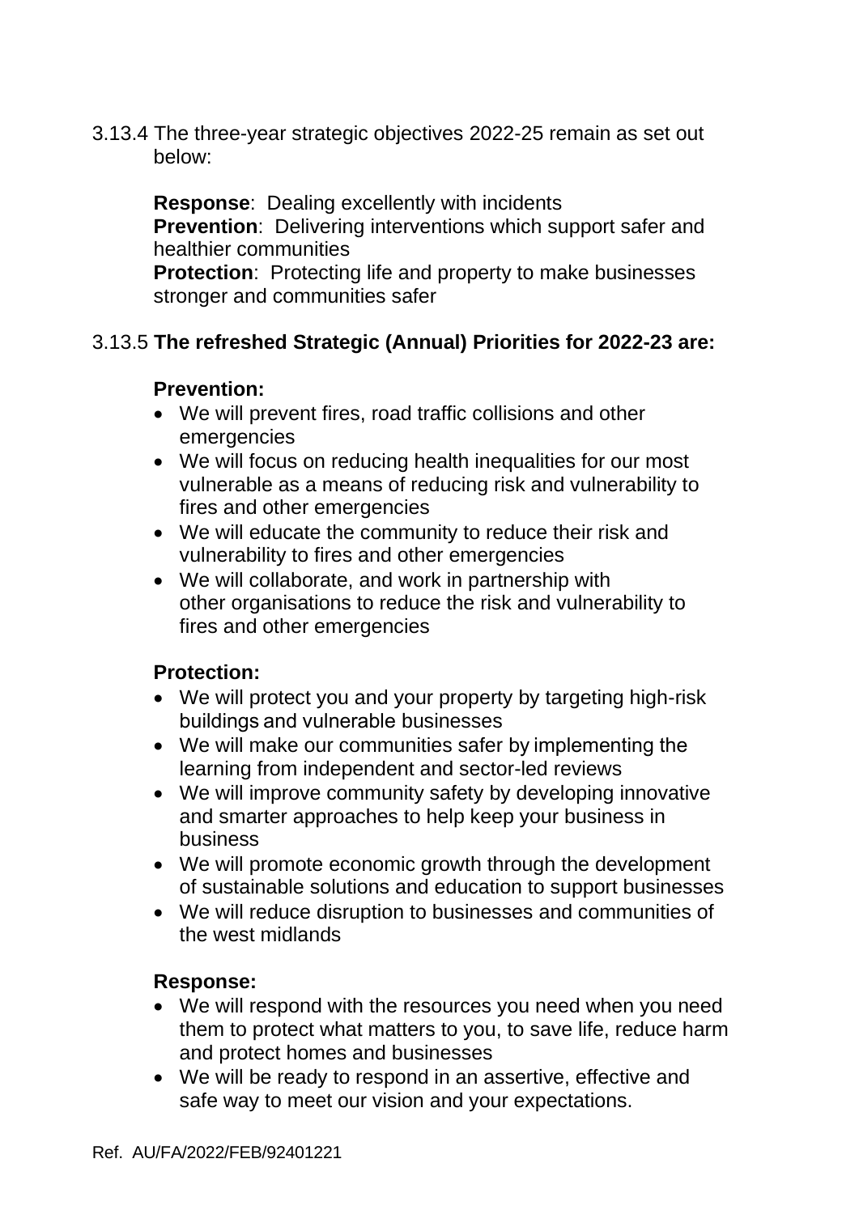3.13.4 The three-year strategic objectives 2022-25 remain as set out below:

**Response**: Dealing excellently with incidents
**Prevention**: Delivering interventions which support safer and healthier communities
**Protection**: Protecting life and property to make businesses stronger and communities safer

3.13.5 **The refreshed Strategic (Annual) Priorities for 2022-23 are:**

**Prevention:**

- We will prevent fires, road traffic collisions and other emergencies
- We will focus on reducing health inequalities for our most vulnerable as a means of reducing risk and vulnerability to fires and other emergencies
- We will educate the community to reduce their risk and vulnerability to fires and other emergencies
- We will collaborate, and work in partnership with other organisations to reduce the risk and vulnerability to fires and other emergencies

**Protection:**

- We will protect you and your property by targeting high-risk buildings and vulnerable businesses
- We will make our communities safer by implementing the learning from independent and sector-led reviews
- We will improve community safety by developing innovative and smarter approaches to help keep your business in business
- We will promote economic growth through the development of sustainable solutions and education to support businesses
- We will reduce disruption to businesses and communities of the west midlands

**Response:**

- We will respond with the resources you need when you need them to protect what matters to you, to save life, reduce harm and protect homes and businesses
- We will be ready to respond in an assertive, effective and safe way to meet our vision and your expectations.

Ref. AU/FA/2022/FEB/92401221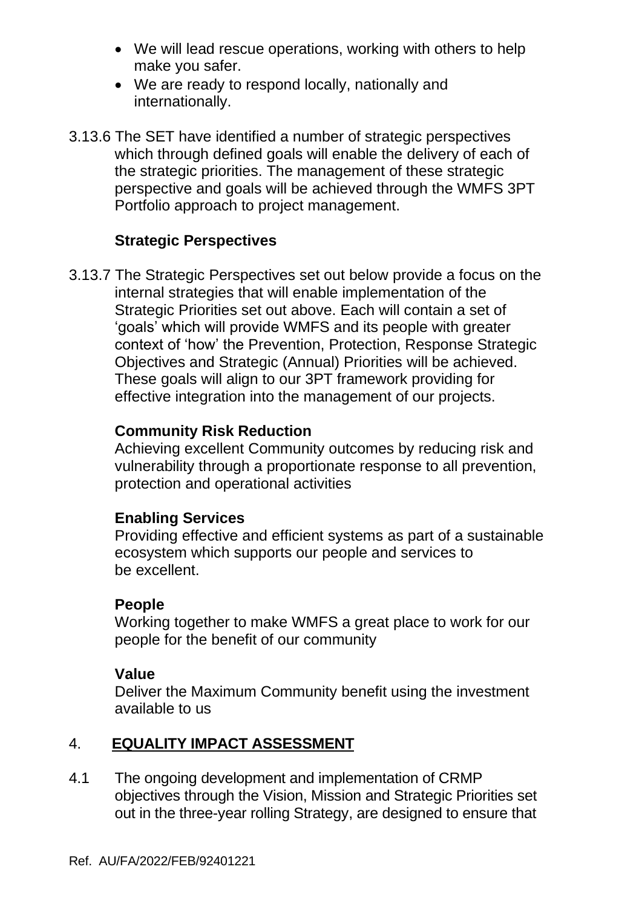- We will lead rescue operations, working with others to help make you safer.
- We are ready to respond locally, nationally and internationally.

3.13.6 The SET have identified a number of strategic perspectives which through defined goals will enable the delivery of each of the strategic priorities. The management of these strategic perspective and goals will be achieved through the WMFS 3PT Portfolio approach to project management.

**Strategic Perspectives**

3.13.7 The Strategic Perspectives set out below provide a focus on the internal strategies that will enable implementation of the Strategic Priorities set out above. Each will contain a set of 'goals' which will provide WMFS and its people with greater context of 'how' the Prevention, Protection, Response Strategic Objectives and Strategic (Annual) Priorities will be achieved. These goals will align to our 3PT framework providing for effective integration into the management of our projects.

**Community Risk Reduction**
Achieving excellent Community outcomes by reducing risk and vulnerability through a proportionate response to all prevention, protection and operational activities

**Enabling Services**
Providing effective and efficient systems as part of a sustainable ecosystem which supports our people and services to be excellent.

**People**
Working together to make WMFS a great place to work for our people for the benefit of our community

**Value**
Deliver the Maximum Community benefit using the investment available to us

## 4. EQUALITY IMPACT ASSESSMENT

4.1 The ongoing development and implementation of CRMP objectives through the Vision, Mission and Strategic Priorities set out in the three-year rolling Strategy, are designed to ensure that

Ref. AU/FA/2022/FEB/92401221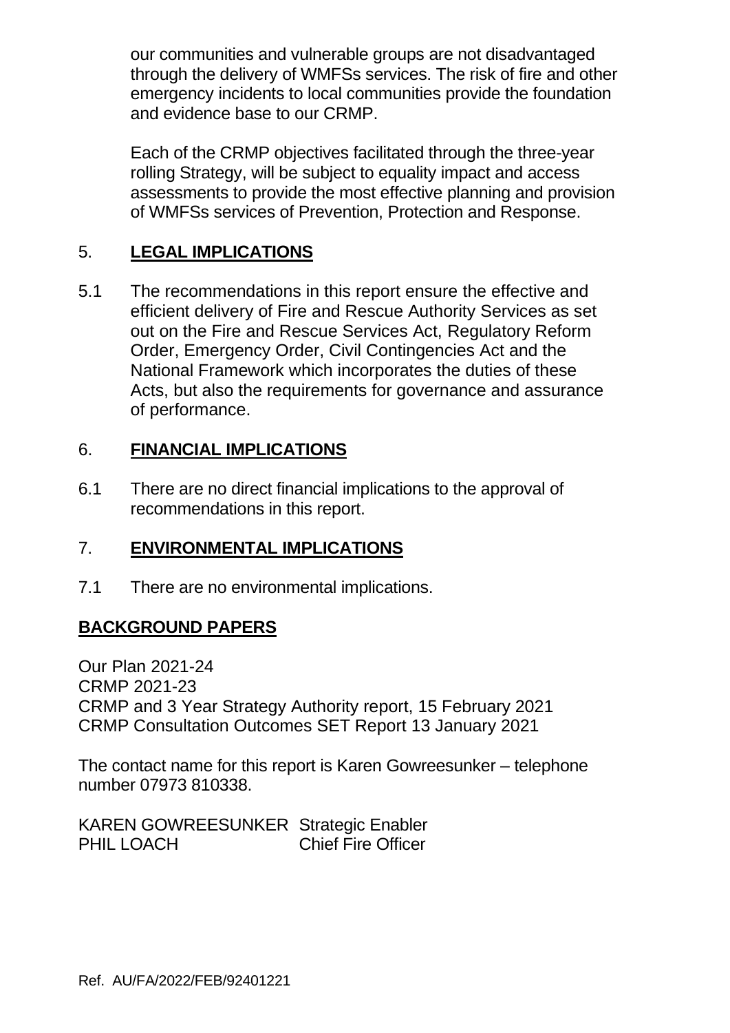our communities and vulnerable groups are not disadvantaged through the delivery of WMFSs services. The risk of fire and other emergency incidents to local communities provide the foundation and evidence base to our CRMP.

Each of the CRMP objectives facilitated through the three-year rolling Strategy, will be subject to equality impact and access assessments to provide the most effective planning and provision of WMFSs services of Prevention, Protection and Response.

## 5. **LEGAL IMPLICATIONS**

5.1 The recommendations in this report ensure the effective and efficient delivery of Fire and Rescue Authority Services as set out on the Fire and Rescue Services Act, Regulatory Reform Order, Emergency Order, Civil Contingencies Act and the National Framework which incorporates the duties of these Acts, but also the requirements for governance and assurance of performance.

## 6. **FINANCIAL IMPLICATIONS**

6.1 There are no direct financial implications to the approval of recommendations in this report.

## 7. **ENVIRONMENTAL IMPLICATIONS**

7.1 There are no environmental implications.

## **BACKGROUND PAPERS**

Our Plan 2021-24
CRMP 2021-23
CRMP and 3 Year Strategy Authority report, 15 February 2021
CRMP Consultation Outcomes SET Report 13 January 2021

The contact name for this report is Karen Gowreesunker – telephone number 07973 810338.

KAREN GOWREESUNKER Strategic Enabler
PHIL LOACH Chief Fire Officer

Ref. AU/FA/2022/FEB/92401221